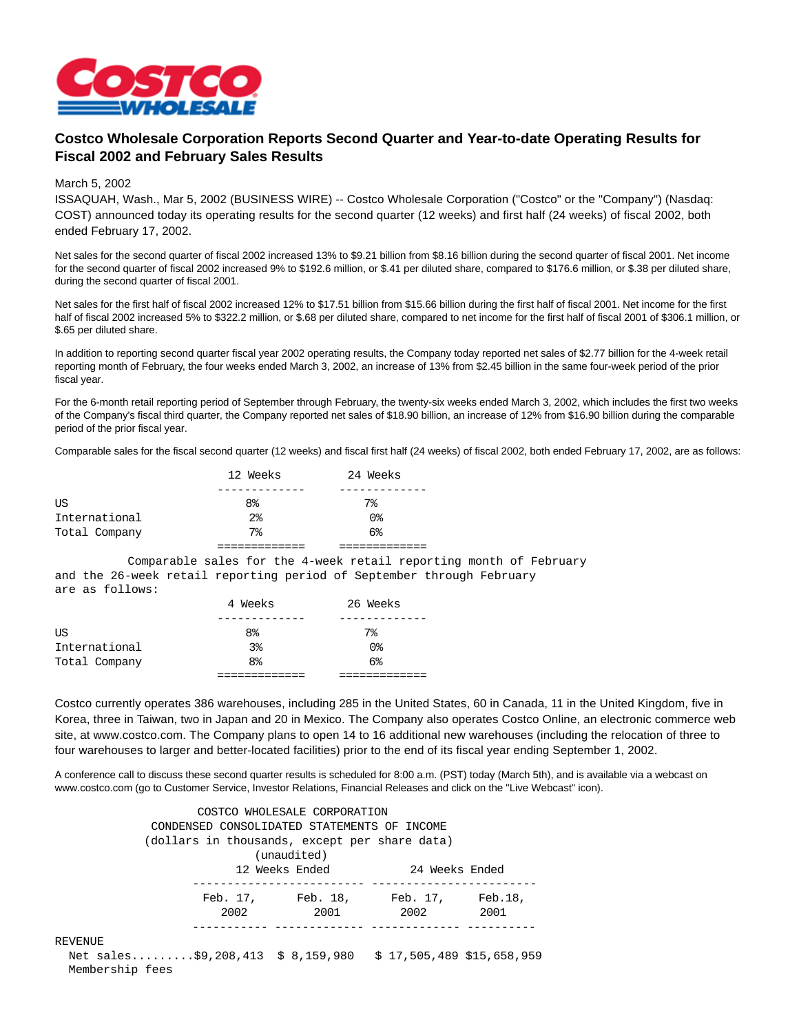# Costco Wholesale Corporation Reports Second Quarter and Year-to-date Operating Results for Fiscal 2002 and February Sales Results

March 5, 2002

ISSAQUAH, Wash., Mar 5, 2002 (BUSINESS WIRE) -- Costco Wholesale Corporation ("Costco" or the "Company") (Nasdaq: COST) announced today its operating results for the second quarter (12 weeks) and first half (24 weeks) of fiscal 2002, both ended February 17, 2002.

Net sales for the second quarter of fiscal 2002 increased 13% to $9.21 billion from $8.16 billion during the second quarter of fiscal 2001. Net income for the second quarter of fiscal 2002 increased 9% to $192.6 million, or $.41 per diluted share, compared to $176.6 million, or $.38 per diluted share, during the second quarter of fiscal 2001.

Net sales for the first half of fiscal 2002 increased 12% to $17.51 billion from $15.66 billion during the first half of fiscal 2001. Net income for the first half of fiscal 2002 increased 5% to $322.2 million, or $.68 per diluted share, compared to net income for the first half of fiscal 2001 of $306.1 million, or $.65 per diluted share.

In addition to reporting second quarter fiscal year 2002 operating results, the Company today reported net sales of $2.77 billion for the 4-week retail reporting month of February, the four weeks ended March 3, 2002, an increase of 13% from $2.45 billion in the same four-week period of the prior fiscal year.

For the 6-month retail reporting period of September through February, the twenty-six weeks ended March 3, 2002, which includes the first two weeks of the Company's fiscal third quarter, the Company reported net sales of $18.90 billion, an increase of 12% from $16.90 billion during the comparable period of the prior fiscal year.

Comparable sales for the fiscal second quarter (12 weeks) and fiscal first half (24 weeks) of fiscal 2002, both ended February 17, 2002, are as follows:

| | 12 Weeks | 24 Weeks |
|---|---|---|
| US | 8% | 7% |
| International | 2% | 0% |
| Total Company | 7% | 6% |

Comparable sales for the 4-week retail reporting month of February and the 26-week retail reporting period of September through February are as follows:

| | 4 Weeks | 26 Weeks |
|---|---|---|
| US | 8% | 7% |
| International | 3% | 0% |
| Total Company | 8% | 6% |

Costco currently operates 386 warehouses, including 285 in the United States, 60 in Canada, 11 in the United Kingdom, five in Korea, three in Taiwan, two in Japan and 20 in Mexico. The Company also operates Costco Online, an electronic commerce web site, at www.costco.com. The Company plans to open 14 to 16 additional new warehouses (including the relocation of three to four warehouses to larger and better-located facilities) prior to the end of its fiscal year ending September 1, 2002.

A conference call to discuss these second quarter results is scheduled for 8:00 a.m. (PST) today (March 5th), and is available via a webcast on www.costco.com (go to Customer Service, Investor Relations, Financial Releases and click on the "Live Webcast" icon).

COSTCO WHOLESALE CORPORATION
CONDENSED CONSOLIDATED STATEMENTS OF INCOME
(dollars in thousands, except per share data)
(unaudited)

| | 12 Weeks Ended | | 24 Weeks Ended | |
|---|---|---|---|---|
| | Feb. 17, 2002 | Feb. 18, 2001 | Feb. 17, 2002 | Feb.18, 2001 |
| REVENUE | | | | |
| Net sales......... | $9,208,413 | $ 8,159,980 | $ 17,505,489 | $15,658,959 |
| Membership fees | | | | |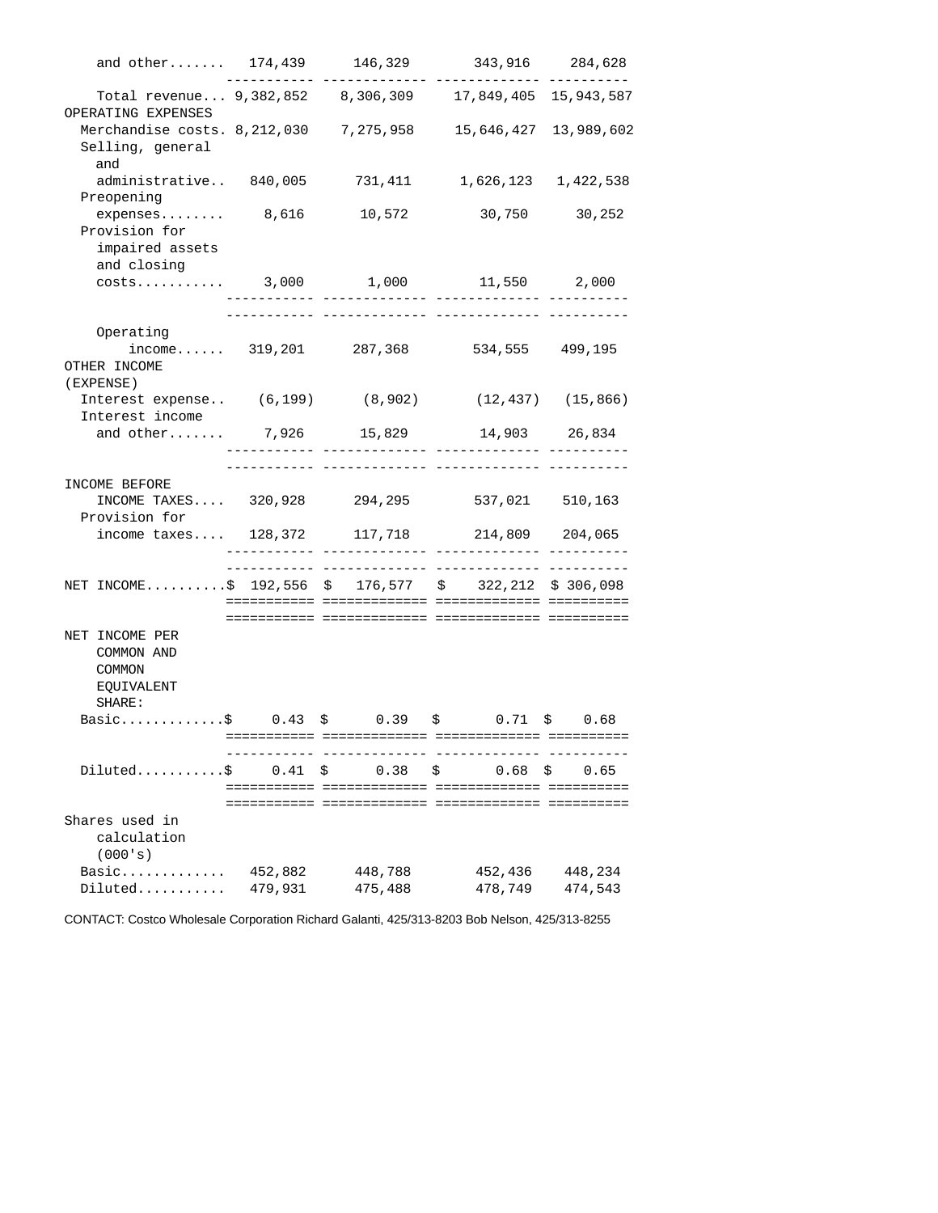| | | | | |
|---|---|---|---|---|
| and other....... | 174,439 | 146,329 | 343,916 | 284,628 |
| Total revenue... | 9,382,852 | 8,306,309 | 17,849,405 | 15,943,587 |
| OPERATING EXPENSES | | | | |
| Merchandise costs. | 8,212,030 | 7,275,958 | 15,646,427 | 13,989,602 |
| Selling, general and administrative.. | 840,005 | 731,411 | 1,626,123 | 1,422,538 |
| Preopening expenses........ | 8,616 | 10,572 | 30,750 | 30,252 |
| Provision for impaired assets and closing costs........... | 3,000 | 1,000 | 11,550 | 2,000 |
| Operating income...... | 319,201 | 287,368 | 534,555 | 499,195 |
| OTHER INCOME (EXPENSE) | | | | |
| Interest expense.. | (6,199) | (8,902) | (12,437) | (15,866) |
| Interest income and other....... | 7,926 | 15,829 | 14,903 | 26,834 |
| INCOME BEFORE INCOME TAXES.... | 320,928 | 294,295 | 537,021 | 510,163 |
| Provision for income taxes.... | 128,372 | 117,718 | 214,809 | 204,065 |
| NET INCOME.......... | $ 192,556 | $ 176,577 | $ 322,212 | $ 306,098 |
| NET INCOME PER COMMON AND COMMON EQUIVALENT SHARE: | | | | |
| Basic............. | $ 0.43 | $ 0.39 | $ 0.71 | $ 0.68 |
| Diluted........... | $ 0.41 | $ 0.38 | $ 0.68 | $ 0.65 |
| Shares used in calculation (000's) | | | | |
| Basic............. | 452,882 | 448,788 | 452,436 | 448,234 |
| Diluted........... | 479,931 | 475,488 | 478,749 | 474,543 |

CONTACT: Costco Wholesale Corporation Richard Galanti, 425/313-8203 Bob Nelson, 425/313-8255